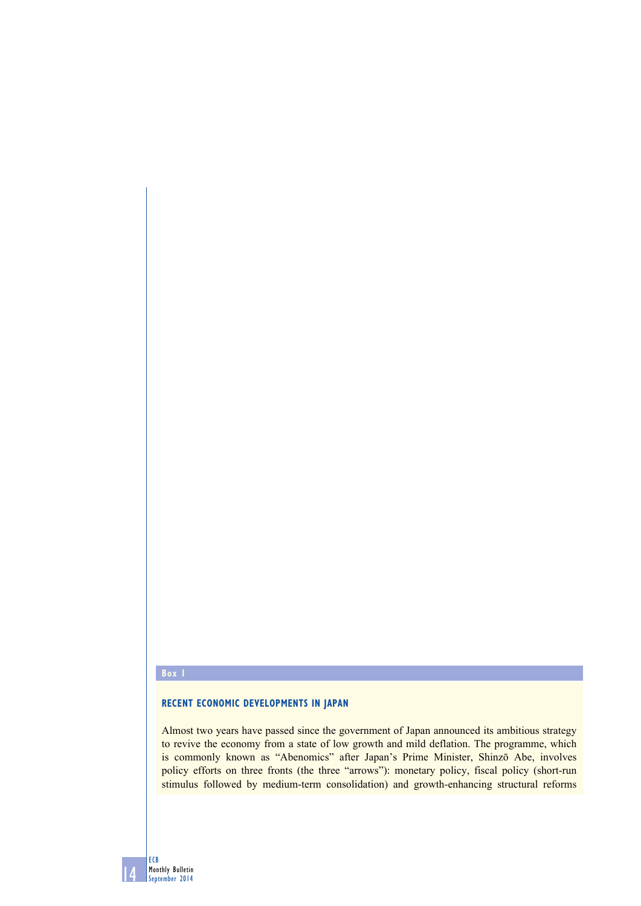**Box 1**

## RECENT ECONOMIC DEVELOPMENTS IN JAPAN

Almost two years have passed since the government of Japan announced its ambitious strategy to revive the economy from a state of low growth and mild deflation. The programme, which is commonly known as “Abenomics” after Japan’s Prime Minister, Shinzō Abe, involves policy efforts on three fronts (the three “arrows”): monetary policy, fiscal policy (short-run stimulus followed by medium-term consolidation) and growth-enhancing structural reforms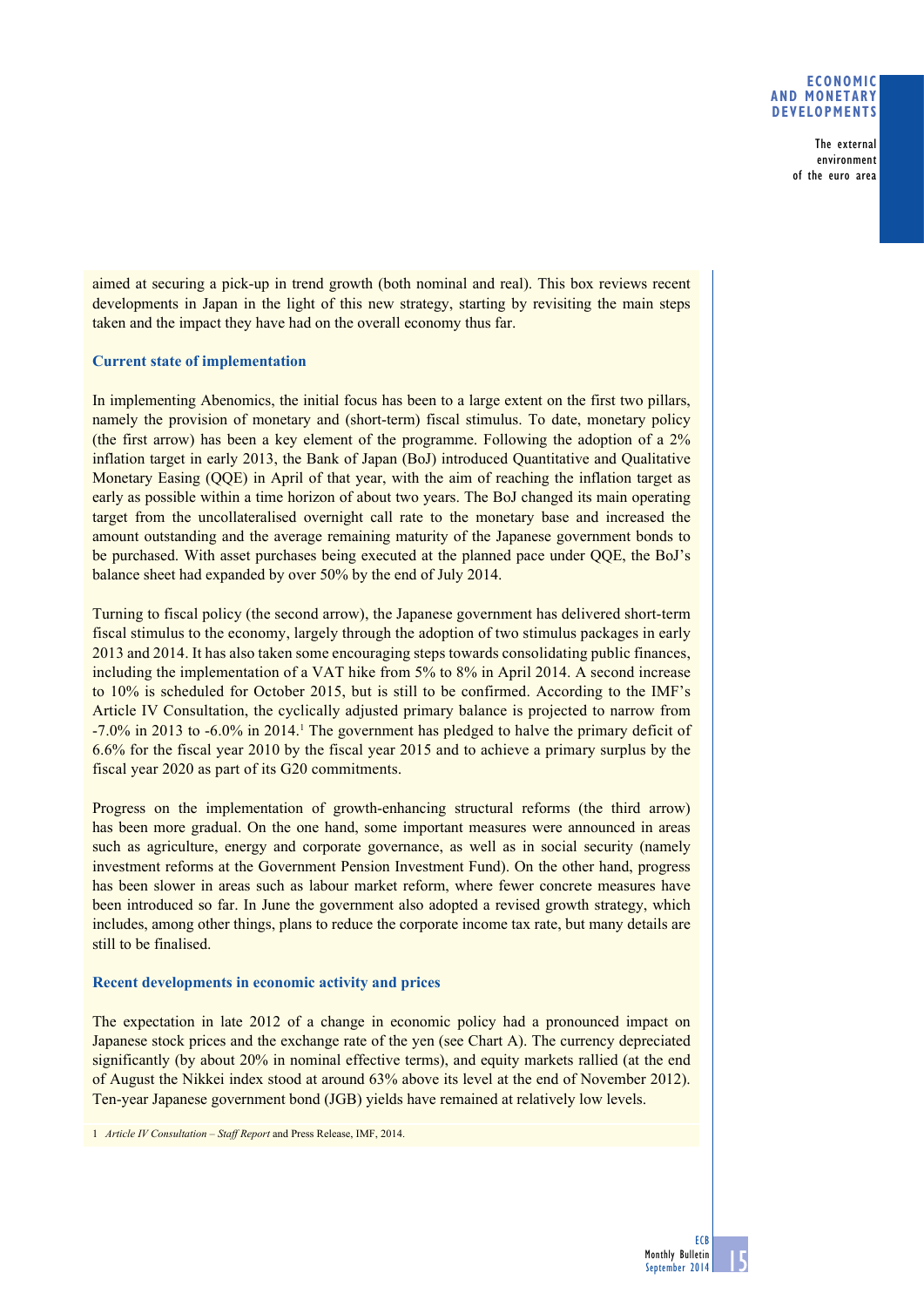aimed at securing a pick-up in trend growth (both nominal and real). This box reviews recent developments in Japan in the light of this new strategy, starting by revisiting the main steps taken and the impact they have had on the overall economy thus far.

### Current state of implementation

In implementing Abenomics, the initial focus has been to a large extent on the first two pillars, namely the provision of monetary and (short-term) fiscal stimulus. To date, monetary policy (the first arrow) has been a key element of the programme. Following the adoption of a 2% inflation target in early 2013, the Bank of Japan (BoJ) introduced Quantitative and Qualitative Monetary Easing (QQE) in April of that year, with the aim of reaching the inflation target as early as possible within a time horizon of about two years. The BoJ changed its main operating target from the uncollateralised overnight call rate to the monetary base and increased the amount outstanding and the average remaining maturity of the Japanese government bonds to be purchased. With asset purchases being executed at the planned pace under QQE, the BoJ's balance sheet had expanded by over 50% by the end of July 2014.

Turning to fiscal policy (the second arrow), the Japanese government has delivered short-term fiscal stimulus to the economy, largely through the adoption of two stimulus packages in early 2013 and 2014. It has also taken some encouraging steps towards consolidating public finances, including the implementation of a VAT hike from 5% to 8% in April 2014. A second increase to 10% is scheduled for October 2015, but is still to be confirmed. According to the IMF's Article IV Consultation, the cyclically adjusted primary balance is projected to narrow from -7.0% in 2013 to -6.0% in 2014.[1] The government has pledged to halve the primary deficit of 6.6% for the fiscal year 2010 by the fiscal year 2015 and to achieve a primary surplus by the fiscal year 2020 as part of its G20 commitments.

Progress on the implementation of growth-enhancing structural reforms (the third arrow) has been more gradual. On the one hand, some important measures were announced in areas such as agriculture, energy and corporate governance, as well as in social security (namely investment reforms at the Government Pension Investment Fund). On the other hand, progress has been slower in areas such as labour market reform, where fewer concrete measures have been introduced so far. In June the government also adopted a revised growth strategy, which includes, among other things, plans to reduce the corporate income tax rate, but many details are still to be finalised.

### Recent developments in economic activity and prices

The expectation in late 2012 of a change in economic policy had a pronounced impact on Japanese stock prices and the exchange rate of the yen (see Chart A). The currency depreciated significantly (by about 20% in nominal effective terms), and equity markets rallied (at the end of August the Nikkei index stood at around 63% above its level at the end of November 2012). Ten-year Japanese government bond (JGB) yields have remained at relatively low levels.

1 *Article IV Consultation – Staff Report* and Press Release, IMF, 2014.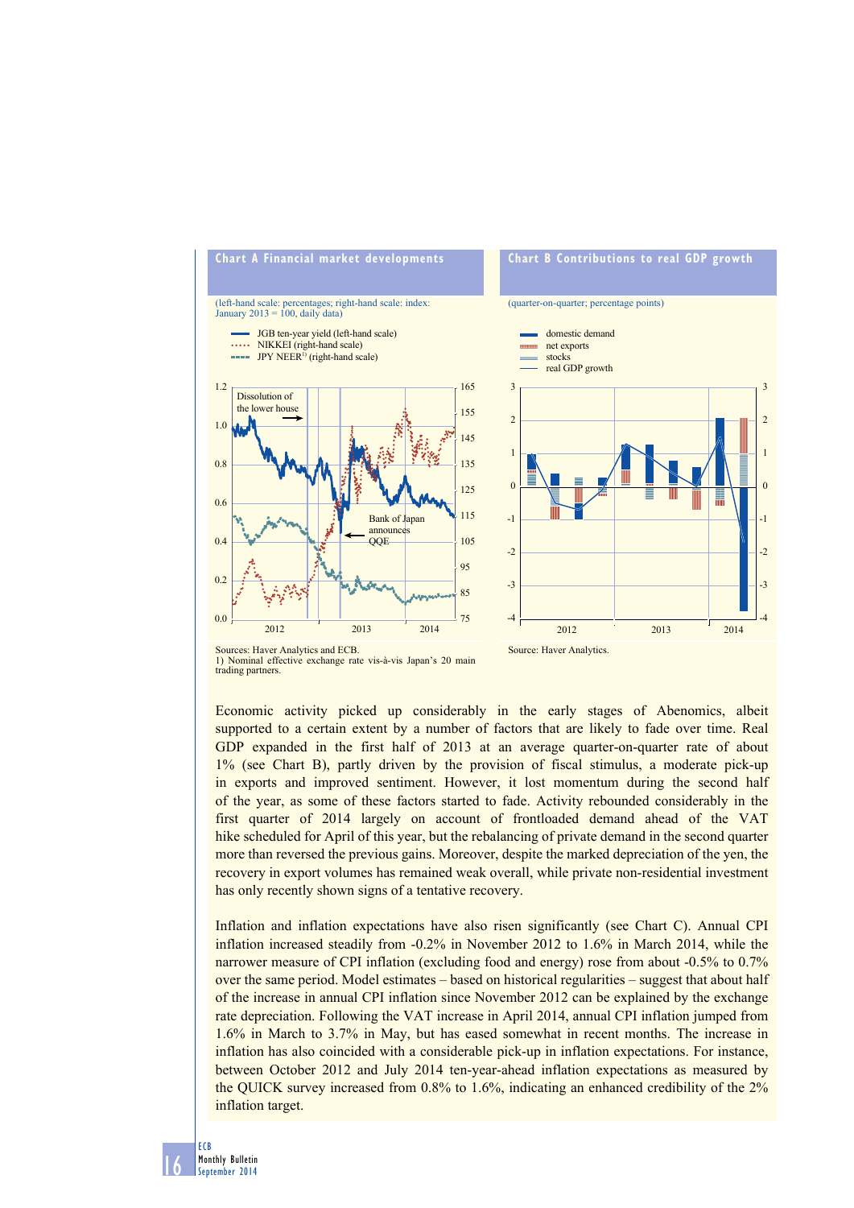**Chart A Financial market developments**

(left-hand scale: percentages; right-hand scale: index: January 2013 = 100, daily data)

- JGB ten-year yield (left-hand scale)
- NIKKEI (right-hand scale)
- JPY NEER[1] (right-hand scale)

Sources: Haver Analytics and ECB.
1) Nominal effective exchange rate vis-à-vis Japan's 20 main trading partners.

**Chart B Contributions to real GDP growth**

(quarter-on-quarter; percentage points)

- domestic demand
- net exports
- stocks
- real GDP growth

Source: Haver Analytics.

Economic activity picked up considerably in the early stages of Abenomics, albeit supported to a certain extent by a number of factors that are likely to fade over time. Real GDP expanded in the first half of 2013 at an average quarter-on-quarter rate of about 1% (see Chart B), partly driven by the provision of fiscal stimulus, a moderate pick-up in exports and improved sentiment. However, it lost momentum during the second half of the year, as some of these factors started to fade. Activity rebounded considerably in the first quarter of 2014 largely on account of frontloaded demand ahead of the VAT hike scheduled for April of this year, but the rebalancing of private demand in the second quarter more than reversed the previous gains. Moreover, despite the marked depreciation of the yen, the recovery in export volumes has remained weak overall, while private non-residential investment has only recently shown signs of a tentative recovery.

Inflation and inflation expectations have also risen significantly (see Chart C). Annual CPI inflation increased steadily from -0.2% in November 2012 to 1.6% in March 2014, while the narrower measure of CPI inflation (excluding food and energy) rose from about -0.5% to 0.7% over the same period. Model estimates – based on historical regularities – suggest that about half of the increase in annual CPI inflation since November 2012 can be explained by the exchange rate depreciation. Following the VAT increase in April 2014, annual CPI inflation jumped from 1.6% in March to 3.7% in May, but has eased somewhat in recent months. The increase in inflation has also coincided with a considerable pick-up in inflation expectations. For instance, between October 2012 and July 2014 ten-year-ahead inflation expectations as measured by the QUICK survey increased from 0.8% to 1.6%, indicating an enhanced credibility of the 2% inflation target.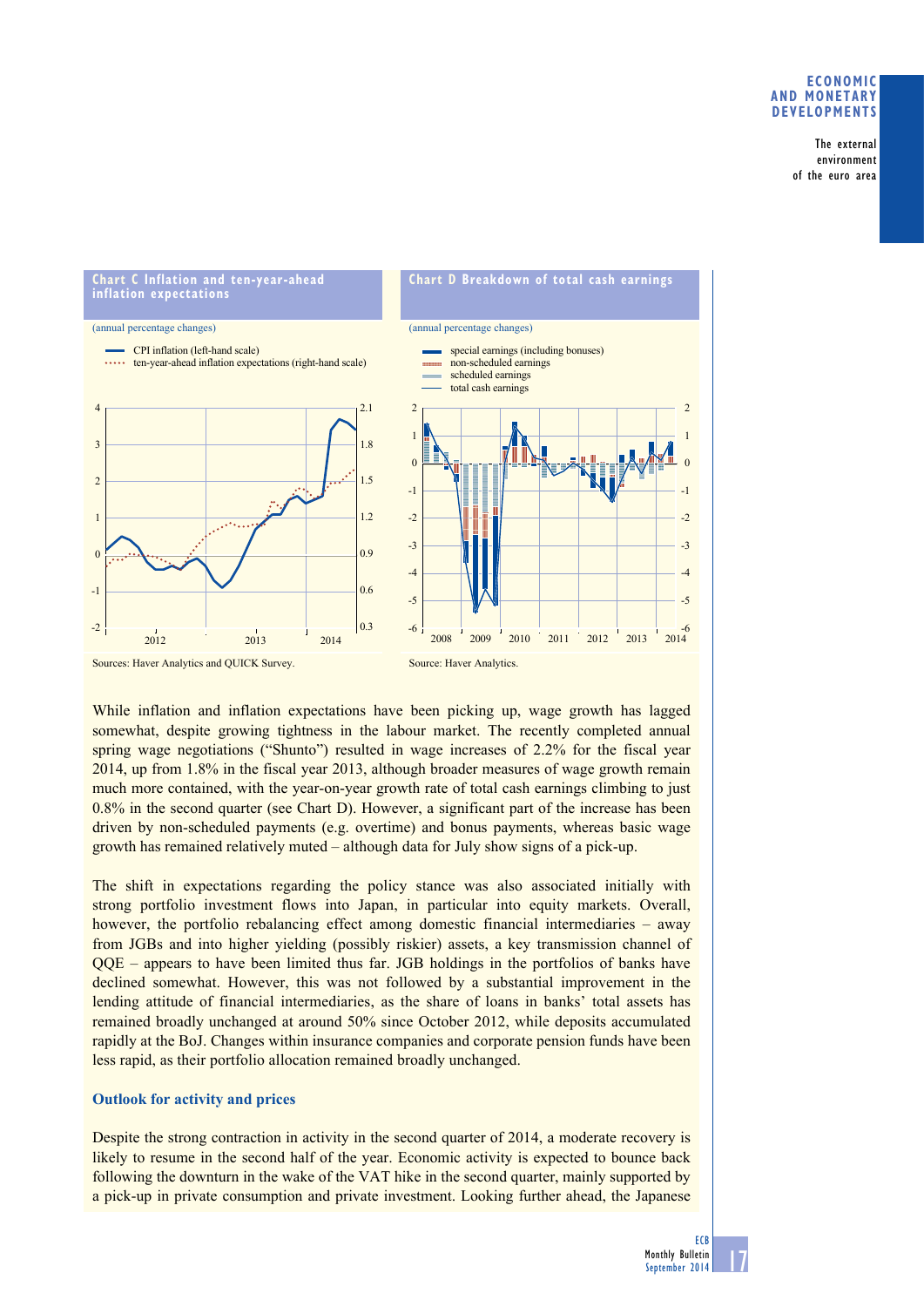**Chart C Inflation and ten-year-ahead inflation expectations**

(annual percentage changes)

- CPI inflation (left-hand scale)
- ten-year-ahead inflation expectations (right-hand scale)

Sources: Haver Analytics and QUICK Survey.

**Chart D Breakdown of total cash earnings**

(annual percentage changes)

- special earnings (including bonuses)
- non-scheduled earnings
- scheduled earnings
- total cash earnings

Source: Haver Analytics.

While inflation and inflation expectations have been picking up, wage growth has lagged somewhat, despite growing tightness in the labour market. The recently completed annual spring wage negotiations ("Shunto") resulted in wage increases of 2.2% for the fiscal year 2014, up from 1.8% in the fiscal year 2013, although broader measures of wage growth remain much more contained, with the year-on-year growth rate of total cash earnings climbing to just 0.8% in the second quarter (see Chart D). However, a significant part of the increase has been driven by non-scheduled payments (e.g. overtime) and bonus payments, whereas basic wage growth has remained relatively muted – although data for July show signs of a pick-up.

The shift in expectations regarding the policy stance was also associated initially with strong portfolio investment flows into Japan, in particular into equity markets. Overall, however, the portfolio rebalancing effect among domestic financial intermediaries – away from JGBs and into higher yielding (possibly riskier) assets, a key transmission channel of QQE – appears to have been limited thus far. JGB holdings in the portfolios of banks have declined somewhat. However, this was not followed by a substantial improvement in the lending attitude of financial intermediaries, as the share of loans in banks' total assets has remained broadly unchanged at around 50% since October 2012, while deposits accumulated rapidly at the BoJ. Changes within insurance companies and corporate pension funds have been less rapid, as their portfolio allocation remained broadly unchanged.

### Outlook for activity and prices

Despite the strong contraction in activity in the second quarter of 2014, a moderate recovery is likely to resume in the second half of the year. Economic activity is expected to bounce back following the downturn in the wake of the VAT hike in the second quarter, mainly supported by a pick-up in private consumption and private investment. Looking further ahead, the Japanese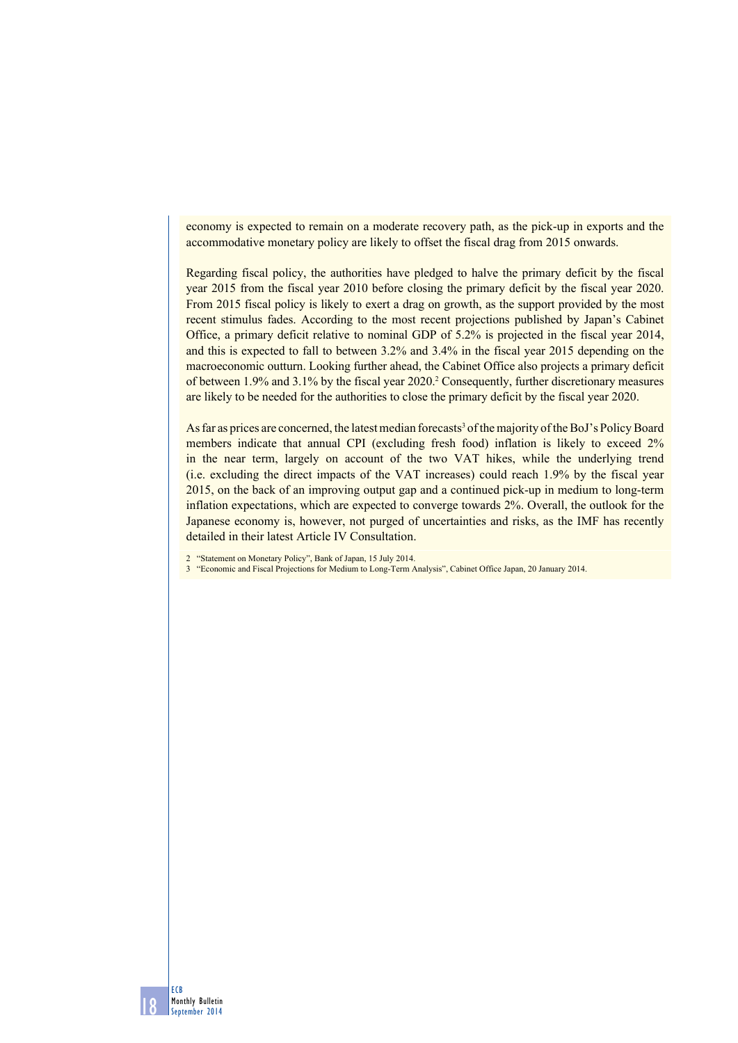economy is expected to remain on a moderate recovery path, as the pick-up in exports and the accommodative monetary policy are likely to offset the fiscal drag from 2015 onwards.

Regarding fiscal policy, the authorities have pledged to halve the primary deficit by the fiscal year 2015 from the fiscal year 2010 before closing the primary deficit by the fiscal year 2020. From 2015 fiscal policy is likely to exert a drag on growth, as the support provided by the most recent stimulus fades. According to the most recent projections published by Japan's Cabinet Office, a primary deficit relative to nominal GDP of 5.2% is projected in the fiscal year 2014, and this is expected to fall to between 3.2% and 3.4% in the fiscal year 2015 depending on the macroeconomic outturn. Looking further ahead, the Cabinet Office also projects a primary deficit of between 1.9% and 3.1% by the fiscal year 2020.[2] Consequently, further discretionary measures are likely to be needed for the authorities to close the primary deficit by the fiscal year 2020.

As far as prices are concerned, the latest median forecasts[3] of the majority of the BoJ's Policy Board members indicate that annual CPI (excluding fresh food) inflation is likely to exceed 2% in the near term, largely on account of the two VAT hikes, while the underlying trend (i.e. excluding the direct impacts of the VAT increases) could reach 1.9% by the fiscal year 2015, on the back of an improving output gap and a continued pick-up in medium to long-term inflation expectations, which are expected to converge towards 2%. Overall, the outlook for the Japanese economy is, however, not purged of uncertainties and risks, as the IMF has recently detailed in their latest Article IV Consultation.

2 "Statement on Monetary Policy", Bank of Japan, 15 July 2014.
3 "Economic and Fiscal Projections for Medium to Long-Term Analysis", Cabinet Office Japan, 20 January 2014.